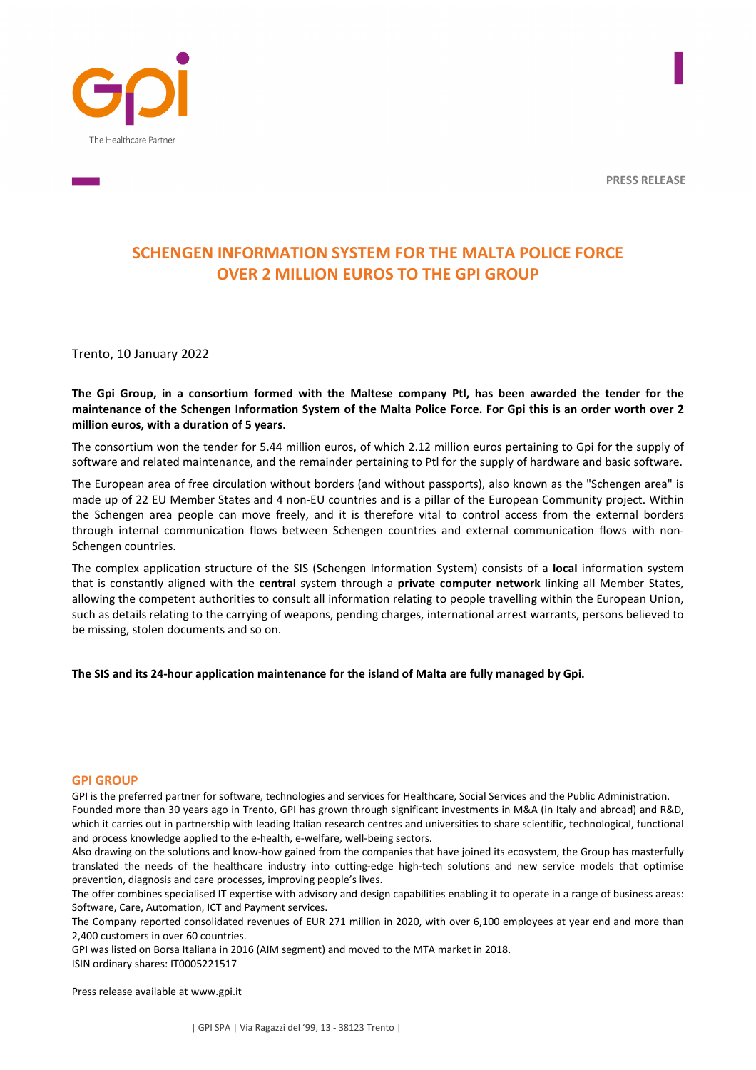**PRESS RELEASE**

# SCHENGEN INFORMATION SYSTEM FOR THE MALTA POLICE FORCE
# OVER 2 MILLION EUROS TO THE GPI GROUP

Trento, 10 January 2022

**The Gpi Group, in a consortium formed with the Maltese company Ptl, has been awarded the tender for the maintenance of the Schengen Information System of the Malta Police Force. For Gpi this is an order worth over 2 million euros, with a duration of 5 years.**

The consortium won the tender for 5.44 million euros, of which 2.12 million euros pertaining to Gpi for the supply of software and related maintenance, and the remainder pertaining to Ptl for the supply of hardware and basic software.

The European area of free circulation without borders (and without passports), also known as the "Schengen area" is made up of 22 EU Member States and 4 non-EU countries and is a pillar of the European Community project. Within the Schengen area people can move freely, and it is therefore vital to control access from the external borders through internal communication flows between Schengen countries and external communication flows with non-Schengen countries.

The complex application structure of the SIS (Schengen Information System) consists of a **local** information system that is constantly aligned with the **central** system through a **private computer network** linking all Member States, allowing the competent authorities to consult all information relating to people travelling within the European Union, such as details relating to the carrying of weapons, pending charges, international arrest warrants, persons believed to be missing, stolen documents and so on.

**The SIS and its 24-hour application maintenance for the island of Malta are fully managed by Gpi.**

## GPI GROUP

GPI is the preferred partner for software, technologies and services for Healthcare, Social Services and the Public Administration.
Founded more than 30 years ago in Trento, GPI has grown through significant investments in M&A (in Italy and abroad) and R&D, which it carries out in partnership with leading Italian research centres and universities to share scientific, technological, functional and process knowledge applied to the e-health, e-welfare, well-being sectors.
Also drawing on the solutions and know-how gained from the companies that have joined its ecosystem, the Group has masterfully translated the needs of the healthcare industry into cutting-edge high-tech solutions and new service models that optimise prevention, diagnosis and care processes, improving people's lives.
The offer combines specialised IT expertise with advisory and design capabilities enabling it to operate in a range of business areas: Software, Care, Automation, ICT and Payment services.
The Company reported consolidated revenues of EUR 271 million in 2020, with over 6,100 employees at year end and more than 2,400 customers in over 60 countries.
GPI was listed on Borsa Italiana in 2016 (AIM segment) and moved to the MTA market in 2018.
ISIN ordinary shares: IT0005221517

Press release available at www.gpi.it

| GPI SPA | Via Ragazzi del '99, 13 - 38123 Trento |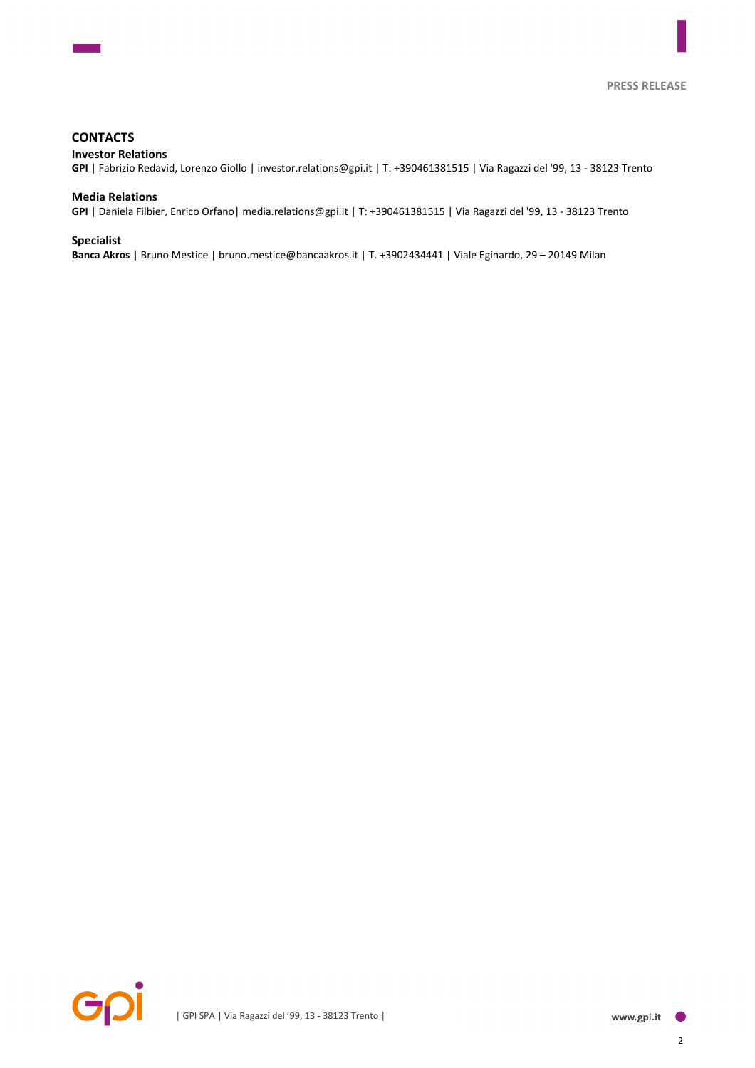## CONTACTS

**Investor Relations**
**GPI** | Fabrizio Redavid, Lorenzo Giollo | investor.relations@gpi.it | T: +390461381515 | Via Ragazzi del '99, 13 - 38123 Trento

**Media Relations**
**GPI** | Daniela Filbier, Enrico Orfano| media.relations@gpi.it | T: +390461381515 | Via Ragazzi del '99, 13 - 38123 Trento

**Specialist**
**Banca Akros |** Bruno Mestice | bruno.mestice@bancaakros.it | T. +3902434441 | Viale Eginardo, 29 – 20149 Milan